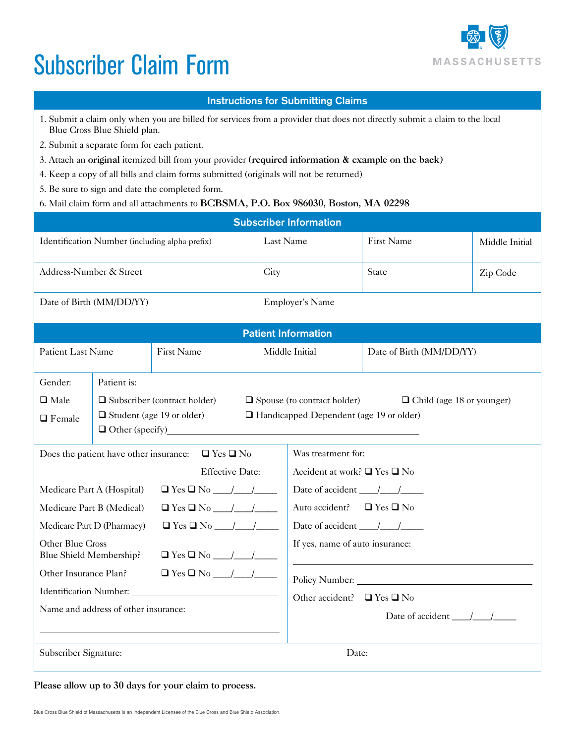# Subscriber Claim Form

MASSACHUSETTS

## Instructions for Submitting Claims

1. Submit a claim only when you are billed for services from a provider that does not directly submit a claim to the local Blue Cross Blue Shield plan.
2. Submit a separate form for each patient.
3. Attach an **original** itemized bill from your provider **(required information & example on the back)**
4. Keep a copy of all bills and claim forms submitted (originals will not be returned)
5. Be sure to sign and date the completed form.
6. Mail claim form and all attachments to **BCBSMA, P.O. Box 986030, Boston, MA 02298**

## Subscriber Information

| Identification Number (including alpha prefix) | Last Name | First Name | Middle Initial |
|---|---|---|---|
| Address-Number & Street | City | State | Zip Code |
| Date of Birth (MM/DD/YY) | Employer's Name | | |

## Patient Information

| Patient Last Name | First Name | Middle Initial | Date of Birth (MM/DD/YY) |
|---|---|---|---|

Gender:

- ❑ Male
- ❑ Female

Patient is:

- ❑ Subscriber (contract holder)
- ❑ Spouse (to contract holder)
- ❑ Child (age 18 or younger)
- ❑ Student (age 19 or older)
- ❑ Handicapped Dependent (age 19 or older)
- ❑ Other (specify)\_\_\_\_\_\_\_\_\_\_\_\_\_\_\_\_\_\_\_\_\_\_\_\_\_\_\_\_\_\_

Does the patient have other insurance: ❑ Yes ❑ No

| | | Effective Date: |
|---|---|---|
| Medicare Part A (Hospital) | ❑ Yes ❑ No | \_\_\_\_/\_\_\_\_/\_\_\_\_\_ |
| Medicare Part B (Medical) | ❑ Yes ❑ No | \_\_\_\_/\_\_\_\_/\_\_\_\_\_ |
| Medicare Part D (Pharmacy) | ❑ Yes ❑ No | \_\_\_\_/\_\_\_\_/\_\_\_\_\_ |
| Other Blue Cross Blue Shield Membership? | ❑ Yes ❑ No | \_\_\_\_/\_\_\_\_/\_\_\_\_\_ |
| Other Insurance Plan? | ❑ Yes ❑ No | \_\_\_\_/\_\_\_\_/\_\_\_\_\_ |

Identification Number: \_\_\_\_\_\_\_\_\_\_\_\_\_\_\_\_\_\_\_\_\_\_\_\_\_\_\_\_\_\_

Name and address of other insurance:

\_\_\_\_\_\_\_\_\_\_\_\_\_\_\_\_\_\_\_\_\_\_\_\_\_\_\_\_\_\_\_\_\_\_\_\_\_\_\_\_\_\_\_\_\_\_

Was treatment for:

Accident at work? ❑ Yes ❑ No

Date of accident \_\_\_\_/\_\_\_\_/\_\_\_\_\_

Auto accident? ❑ Yes ❑ No

Date of accident \_\_\_\_/\_\_\_\_/\_\_\_\_\_

If yes, name of auto insurance:

\_\_\_\_\_\_\_\_\_\_\_\_\_\_\_\_\_\_\_\_\_\_\_\_\_\_\_\_\_\_\_\_\_\_\_\_\_\_\_\_\_\_\_\_\_\_

Policy Number: \_\_\_\_\_\_\_\_\_\_\_\_\_\_\_\_\_\_\_\_\_\_\_\_\_\_\_\_\_\_\_\_\_\_

Other accident? ❑ Yes ❑ No

Date of accident \_\_\_\_/\_\_\_\_/\_\_\_\_\_

Subscriber Signature: Date:

**Please allow up to 30 days for your claim to process.**

Blue Cross Blue Shield of Massachusetts is an Independent Licensee of the Blue Cross and Blue Shield Association.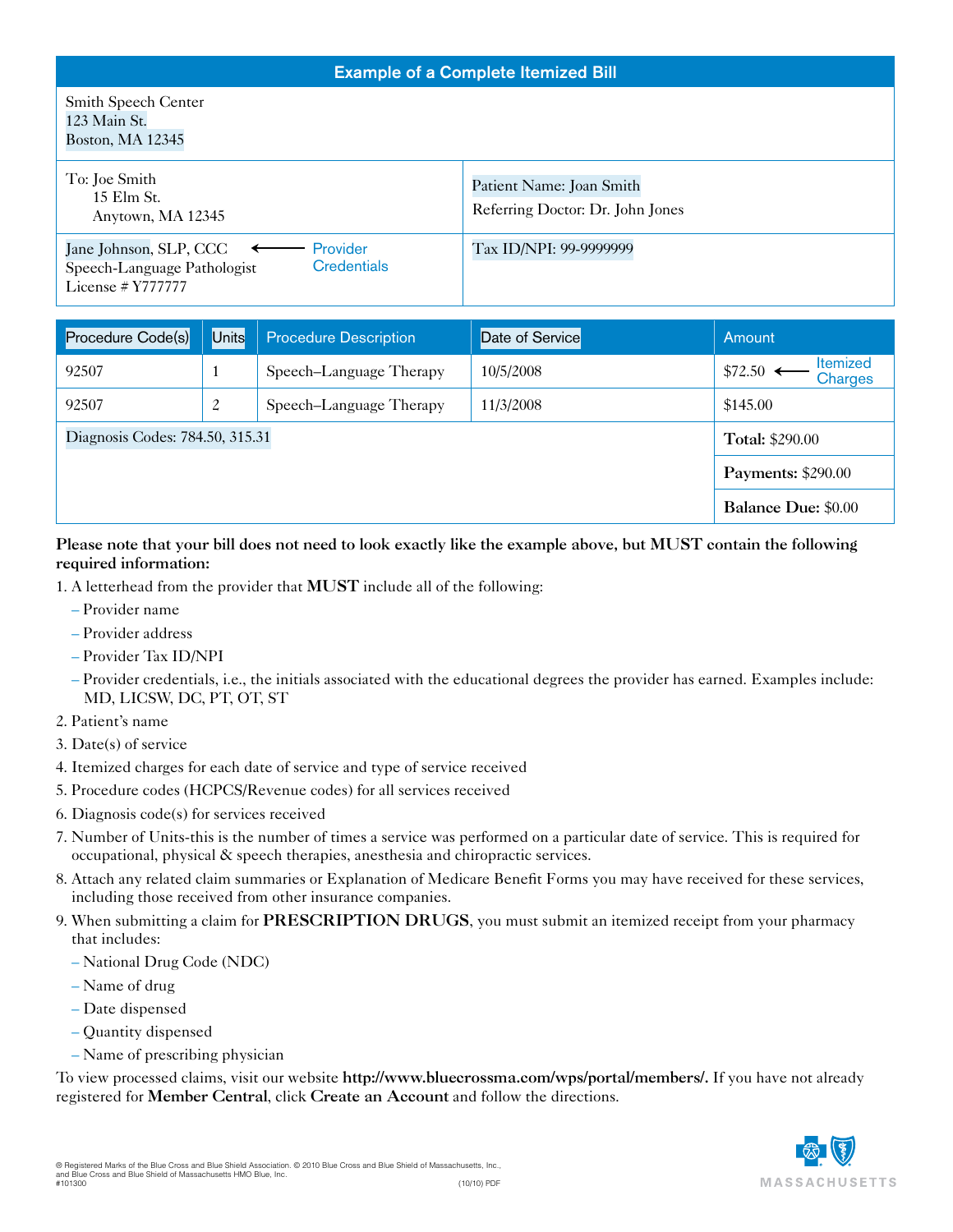## Example of a Complete Itemized Bill

Smith Speech Center
123 Main St.
Boston, MA 12345

| | |
|---|---|
| To: Joe Smith<br>15 Elm St.<br>Anytown, MA 12345 | Patient Name: Joan Smith<br>Referring Doctor: Dr. John Jones |
| Jane Johnson, SLP, CCC ← Provider Credentials<br>Speech-Language Pathologist<br>License # Y777777 | Tax ID/NPI: 99-9999999 |

| Procedure Code(s) | Units | Procedure Description | Date of Service | Amount |
|---|---|---|---|---|
| 92507 | 1 | Speech–Language Therapy | 10/5/2008 | $72.50 ← Itemized Charges |
| 92507 | 2 | Speech–Language Therapy | 11/3/2008 | $145.00 |
| Diagnosis Codes: 784.50, 315.31 | | | | **Total:** $290.00 |
| | | | | **Payments:** $290.00 |
| | | | | **Balance Due:** $0.00 |

**Please note that your bill does not need to look exactly like the example above, but MUST contain the following required information:**

1. A letterhead from the provider that **MUST** include all of the following:
   - Provider name
   - Provider address
   - Provider Tax ID/NPI
   - Provider credentials, i.e., the initials associated with the educational degrees the provider has earned. Examples include: MD, LICSW, DC, PT, OT, ST
2. Patient's name
3. Date(s) of service
4. Itemized charges for each date of service and type of service received
5. Procedure codes (HCPCS/Revenue codes) for all services received
6. Diagnosis code(s) for services received
7. Number of Units-this is the number of times a service was performed on a particular date of service. This is required for occupational, physical & speech therapies, anesthesia and chiropractic services.
8. Attach any related claim summaries or Explanation of Medicare Benefit Forms you may have received for these services, including those received from other insurance companies.
9. When submitting a claim for **PRESCRIPTION DRUGS**, you must submit an itemized receipt from your pharmacy that includes:
   - National Drug Code (NDC)
   - Name of drug
   - Date dispensed
   - Quantity dispensed
   - Name of prescribing physician

To view processed claims, visit our website **http://www.bluecrossma.com/wps/portal/members/.** If you have not already registered for **Member Central**, click **Create an Account** and follow the directions.

® Registered Marks of the Blue Cross and Blue Shield Association. © 2010 Blue Cross and Blue Shield of Massachusetts, Inc., and Blue Cross and Blue Shield of Massachusetts HMO Blue, Inc.
#101300 (10/10) PDF

MASSACHUSETTS